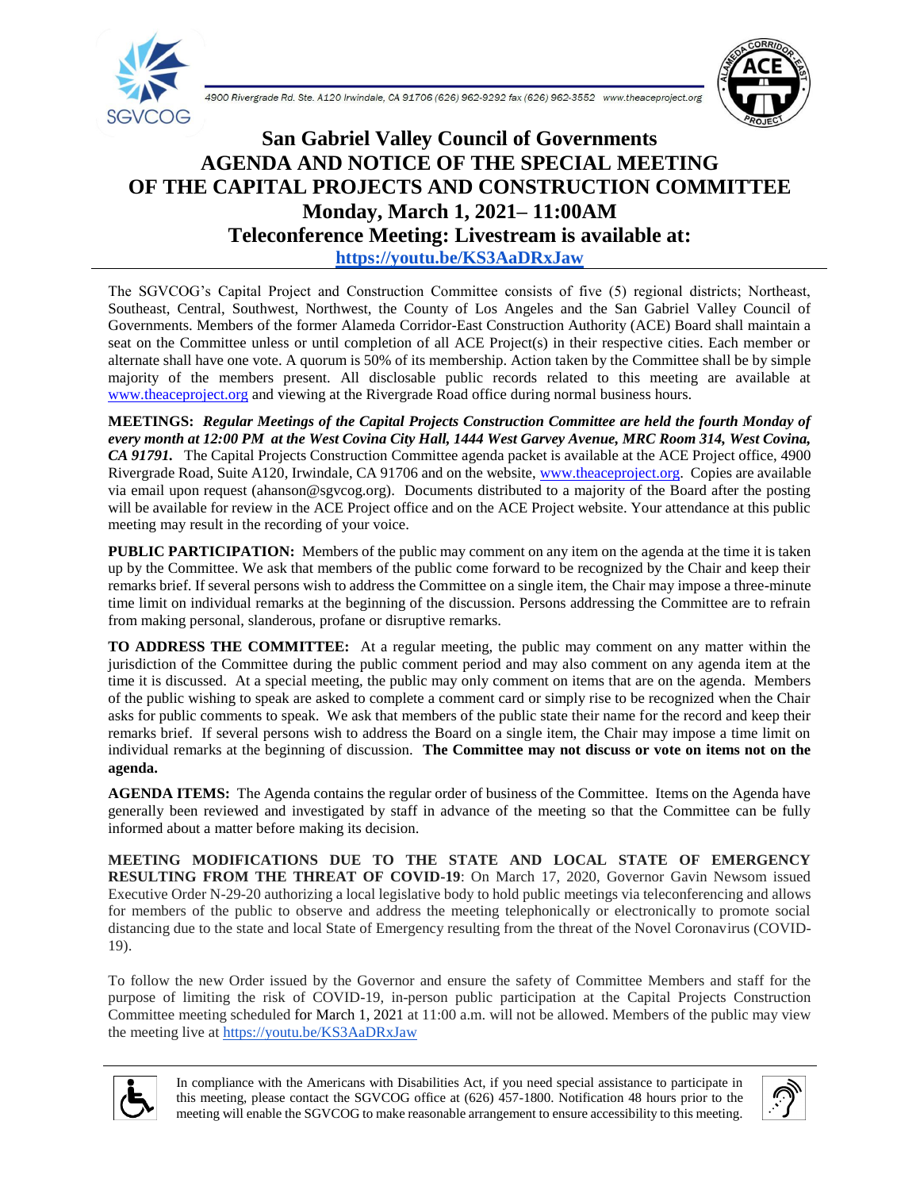4900 Rivergrade Rd. Ste. A120 Irwindale, CA 91706 (626) 962-9292 fax (626) 962-3552 www.theaceproject.org

# San Gabriel Valley Council of Governments
# AGENDA AND NOTICE OF THE SPECIAL MEETING OF THE CAPITAL PROJECTS AND CONSTRUCTION COMMITTEE
## Monday, March 1, 2021– 11:00AM
## Teleconference Meeting: Livestream is available at:
**https://youtu.be/KS3AaDRxJaw**

The SGVCOG's Capital Project and Construction Committee consists of five (5) regional districts; Northeast, Southeast, Central, Southwest, Northwest, the County of Los Angeles and the San Gabriel Valley Council of Governments. Members of the former Alameda Corridor-East Construction Authority (ACE) Board shall maintain a seat on the Committee unless or until completion of all ACE Project(s) in their respective cities. Each member or alternate shall have one vote. A quorum is 50% of its membership. Action taken by the Committee shall be by simple majority of the members present. All disclosable public records related to this meeting are available at www.theaceproject.org and viewing at the Rivergrade Road office during normal business hours.

**MEETINGS:** ***Regular Meetings of the Capital Projects Construction Committee are held the fourth Monday of every month at 12:00 PM at the West Covina City Hall, 1444 West Garvey Avenue, MRC Room 314, West Covina, CA 91791.*** The Capital Projects Construction Committee agenda packet is available at the ACE Project office, 4900 Rivergrade Road, Suite A120, Irwindale, CA 91706 and on the website, www.theaceproject.org. Copies are available via email upon request (ahanson@sgvcog.org). Documents distributed to a majority of the Board after the posting will be available for review in the ACE Project office and on the ACE Project website. Your attendance at this public meeting may result in the recording of your voice.

**PUBLIC PARTICIPATION:** Members of the public may comment on any item on the agenda at the time it is taken up by the Committee. We ask that members of the public come forward to be recognized by the Chair and keep their remarks brief. If several persons wish to address the Committee on a single item, the Chair may impose a three-minute time limit on individual remarks at the beginning of the discussion. Persons addressing the Committee are to refrain from making personal, slanderous, profane or disruptive remarks.

**TO ADDRESS THE COMMITTEE:** At a regular meeting, the public may comment on any matter within the jurisdiction of the Committee during the public comment period and may also comment on any agenda item at the time it is discussed. At a special meeting, the public may only comment on items that are on the agenda. Members of the public wishing to speak are asked to complete a comment card or simply rise to be recognized when the Chair asks for public comments to speak. We ask that members of the public state their name for the record and keep their remarks brief. If several persons wish to address the Board on a single item, the Chair may impose a time limit on individual remarks at the beginning of discussion. **The Committee may not discuss or vote on items not on the agenda.**

**AGENDA ITEMS:** The Agenda contains the regular order of business of the Committee. Items on the Agenda have generally been reviewed and investigated by staff in advance of the meeting so that the Committee can be fully informed about a matter before making its decision.

**MEETING MODIFICATIONS DUE TO THE STATE AND LOCAL STATE OF EMERGENCY RESULTING FROM THE THREAT OF COVID-19**: On March 17, 2020, Governor Gavin Newsom issued Executive Order N-29-20 authorizing a local legislative body to hold public meetings via teleconferencing and allows for members of the public to observe and address the meeting telephonically or electronically to promote social distancing due to the state and local State of Emergency resulting from the threat of the Novel Coronavirus (COVID-19).

To follow the new Order issued by the Governor and ensure the safety of Committee Members and staff for the purpose of limiting the risk of COVID-19, in-person public participation at the Capital Projects Construction Committee meeting scheduled for March 1, 2021 at 11:00 a.m. will not be allowed. Members of the public may view the meeting live at https://youtu.be/KS3AaDRxJaw

In compliance with the Americans with Disabilities Act, if you need special assistance to participate in this meeting, please contact the SGVCOG office at (626) 457-1800. Notification 48 hours prior to the meeting will enable the SGVCOG to make reasonable arrangement to ensure accessibility to this meeting.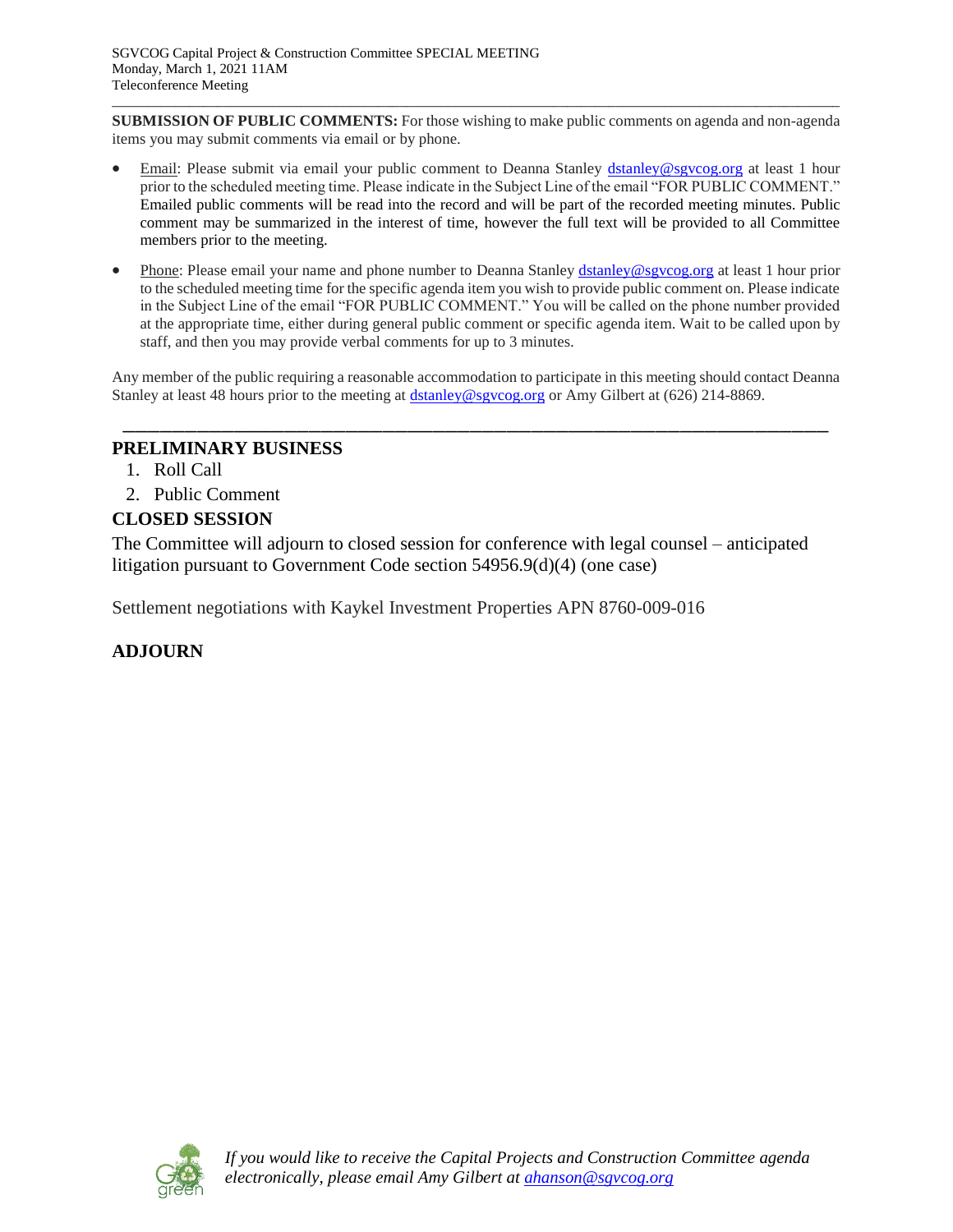SGVCOG Capital Project & Construction Committee SPECIAL MEETING
Monday, March 1, 2021 11AM
Teleconference Meeting

---

**SUBMISSION OF PUBLIC COMMENTS:** For those wishing to make public comments on agenda and non-agenda items you may submit comments via email or by phone.

- Email: Please submit via email your public comment to Deanna Stanley dstanley@sgvcog.org at least 1 hour prior to the scheduled meeting time. Please indicate in the Subject Line of the email "FOR PUBLIC COMMENT." Emailed public comments will be read into the record and will be part of the recorded meeting minutes. Public comment may be summarized in the interest of time, however the full text will be provided to all Committee members prior to the meeting.
- Phone: Please email your name and phone number to Deanna Stanley dstanley@sgvcog.org at least 1 hour prior to the scheduled meeting time for the specific agenda item you wish to provide public comment on. Please indicate in the Subject Line of the email "FOR PUBLIC COMMENT." You will be called on the phone number provided at the appropriate time, either during general public comment or specific agenda item. Wait to be called upon by staff, and then you may provide verbal comments for up to 3 minutes.

Any member of the public requiring a reasonable accommodation to participate in this meeting should contact Deanna Stanley at least 48 hours prior to the meeting at dstanley@sgvcog.org or Amy Gilbert at (626) 214-8869.

---

## PRELIMINARY BUSINESS

1. Roll Call
2. Public Comment

## CLOSED SESSION

The Committee will adjourn to closed session for conference with legal counsel – anticipated litigation pursuant to Government Code section 54956.9(d)(4) (one case)

Settlement negotiations with Kaykel Investment Properties APN 8760-009-016

## ADJOURN

*If you would like to receive the Capital Projects and Construction Committee agenda electronically, please email Amy Gilbert at ahanson@sgvcog.org*